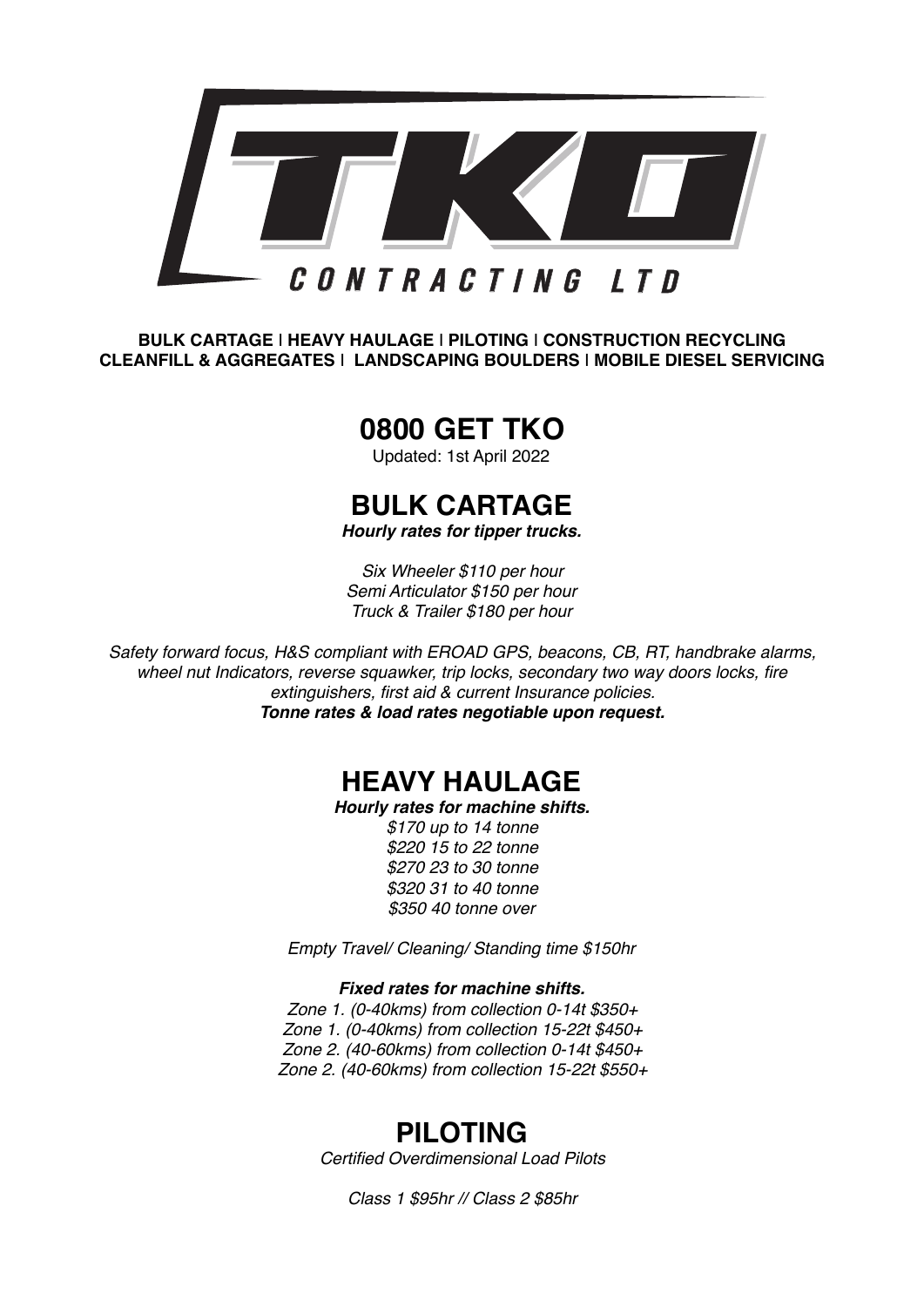# TKO CONTRACTING LTD

**BULK CARTAGE | HEAVY HAULAGE | PILOTING | CONSTRUCTION RECYCLING**
**CLEANFILL & AGGREGATES | LANDSCAPING BOULDERS | MOBILE DIESEL SERVICING**

## 0800 GET TKO

Updated: 1st April 2022

## BULK CARTAGE

***Hourly rates for tipper trucks.***

*Six Wheeler $110 per hour*
*Semi Articulator $150 per hour*
*Truck & Trailer $180 per hour*

*Safety forward focus, H&S compliant with EROAD GPS, beacons, CB, RT, handbrake alarms, wheel nut Indicators, reverse squawker, trip locks, secondary two way doors locks, fire extinguishers, first aid & current Insurance policies.*
***Tonne rates & load rates negotiable upon request.***

## HEAVY HAULAGE

***Hourly rates for machine shifts.***

*$170 up to 14 tonne*
*$220 15 to 22 tonne*
*$270 23 to 30 tonne*
*$320 31 to 40 tonne*
*$350 40 tonne over*

*Empty Travel/ Cleaning/ Standing time $150hr*

***Fixed rates for machine shifts.***

*Zone 1. (0-40kms) from collection 0-14t $350+*
*Zone 1. (0-40kms) from collection 15-22t $450+*
*Zone 2. (40-60kms) from collection 0-14t $450+*
*Zone 2. (40-60kms) from collection 15-22t $550+*

## PILOTING

*Certified Overdimensional Load Pilots*

*Class 1 $95hr // Class 2 $85hr*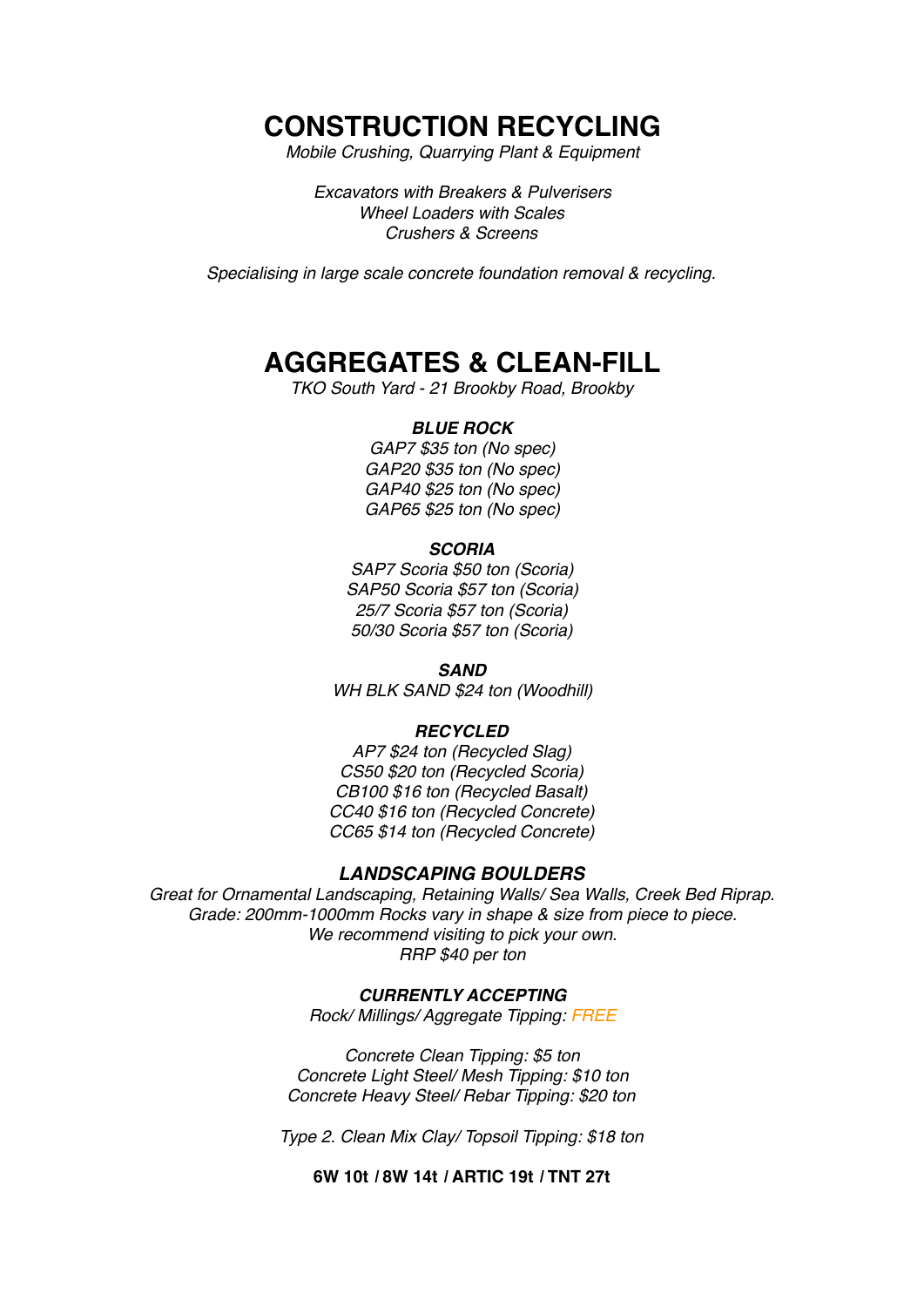# CONSTRUCTION RECYCLING

*Mobile Crushing, Quarrying Plant & Equipment*

*Excavators with Breakers & Pulverisers*
*Wheel Loaders with Scales*
*Crushers & Screens*

*Specialising in large scale concrete foundation removal & recycling.*

# AGGREGATES & CLEAN-FILL

*TKO South Yard - 21 Brookby Road, Brookby*

***BLUE ROCK***

*GAP7 $35 ton (No spec)*
*GAP20 $35 ton (No spec)*
*GAP40 $25 ton (No spec)*
*GAP65 $25 ton (No spec)*

***SCORIA***

*SAP7 Scoria $50 ton (Scoria)*
*SAP50 Scoria $57 ton (Scoria)*
*25/7 Scoria $57 ton (Scoria)*
*50/30 Scoria $57 ton (Scoria)*

***SAND***

*WH BLK SAND $24 ton (Woodhill)*

***RECYCLED***

*AP7 $24 ton (Recycled Slag)*
*CS50 $20 ton (Recycled Scoria)*
*CB100 $16 ton (Recycled Basalt)*
*CC40 $16 ton (Recycled Concrete)*
*CC65 $14 ton (Recycled Concrete)*

***LANDSCAPING BOULDERS***

*Great for Ornamental Landscaping, Retaining Walls/ Sea Walls, Creek Bed Riprap.*
*Grade: 200mm-1000mm Rocks vary in shape & size from piece to piece.*
*We recommend visiting to pick your own.*
*RRP $40 per ton*

***CURRENTLY ACCEPTING***

*Rock/ Millings/ Aggregate Tipping: FREE*

*Concrete Clean Tipping: $5 ton*
*Concrete Light Steel/ Mesh Tipping: $10 ton*
*Concrete Heavy Steel/ Rebar Tipping: $20 ton*

*Type 2. Clean Mix Clay/ Topsoil Tipping: $18 ton*

**6W 10t / 8W 14t / ARTIC 19t / TNT 27t**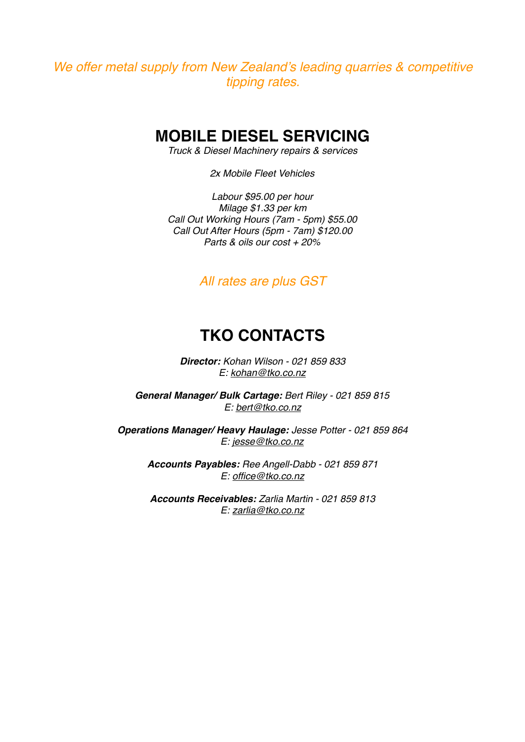*We offer metal supply from New Zealand's leading quarries & competitive tipping rates.*

## MOBILE DIESEL SERVICING

*Truck & Diesel Machinery repairs & services*

*2x Mobile Fleet Vehicles*

*Labour $95.00 per hour*
*Milage $1.33 per km*
*Call Out Working Hours (7am - 5pm) $55.00*
*Call Out After Hours (5pm - 7am) $120.00*
*Parts & oils our cost + 20%*

*All rates are plus GST*

## TKO CONTACTS

***Director:*** *Kohan Wilson - 021 859 833*
*E: kohan@tko.co.nz*

***General Manager/ Bulk Cartage:*** *Bert Riley - 021 859 815*
*E: bert@tko.co.nz*

***Operations Manager/ Heavy Haulage:*** *Jesse Potter - 021 859 864*
*E: jesse@tko.co.nz*

***Accounts Payables:*** *Ree Angell-Dabb - 021 859 871*
*E: office@tko.co.nz*

***Accounts Receivables:*** *Zarlia Martin - 021 859 813*
*E: zarlia@tko.co.nz*